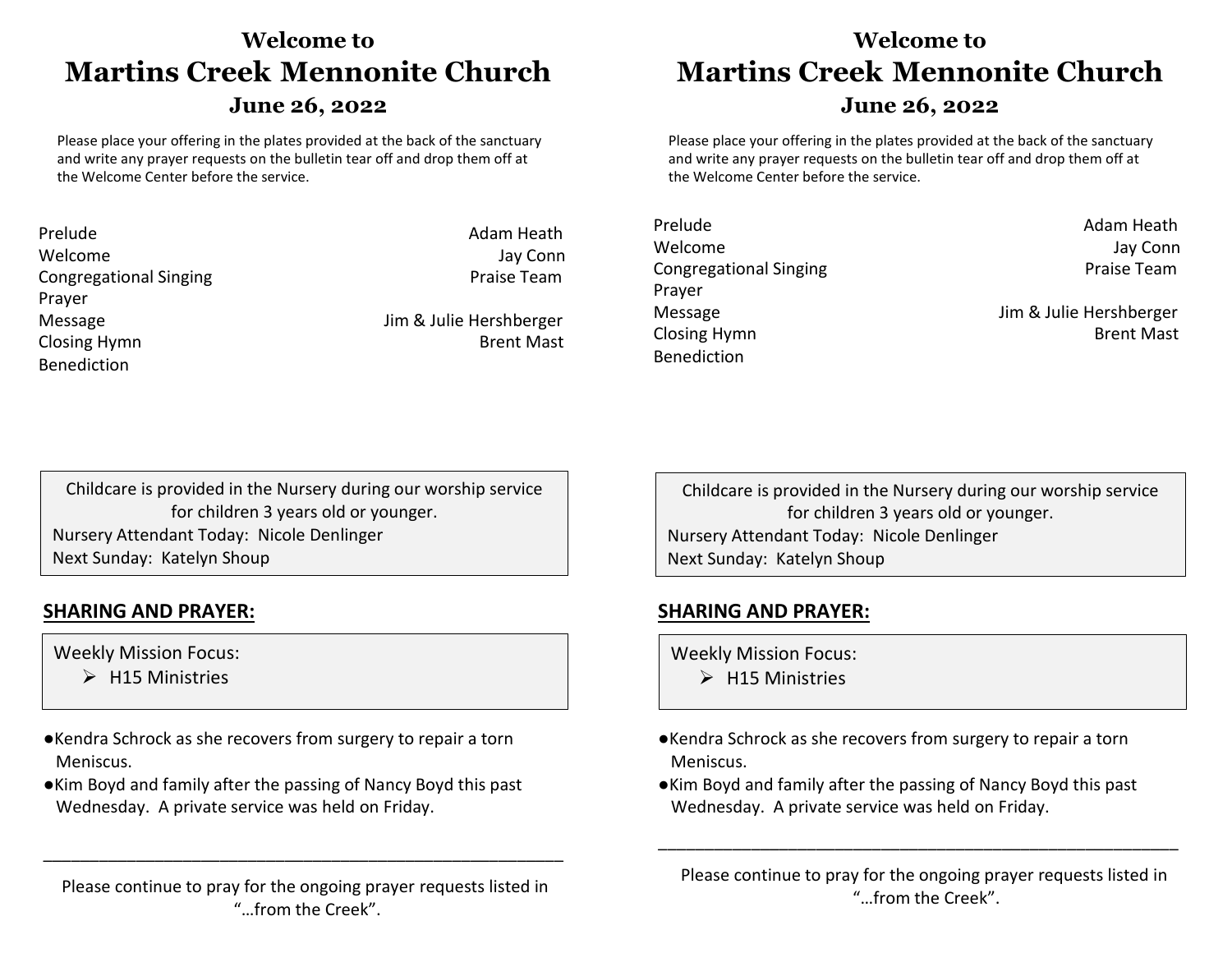# Welcome to
# Martins Creek Mennonite Church
## June 26, 2022

Please place your offering in the plates provided at the back of the sanctuary and write any prayer requests on the bulletin tear off and drop them off at the Welcome Center before the service.

| | |
|---|---|
| Prelude | Adam Heath |
| Welcome | Jay Conn |
| Congregational Singing | Praise Team |
| Prayer | |
| Message | Jim & Julie Hershberger |
| Closing Hymn | Brent Mast |
| Benediction | |

Childcare is provided in the Nursery during our worship service for children 3 years old or younger.
Nursery Attendant Today: Nicole Denlinger
Next Sunday: Katelyn Shoup

**SHARING AND PRAYER:**

Weekly Mission Focus:
- H15 Ministries

- Kendra Schrock as she recovers from surgery to repair a torn Meniscus.
- Kim Boyd and family after the passing of Nancy Boyd this past Wednesday. A private service was held on Friday.

---

Please continue to pray for the ongoing prayer requests listed in "…from the Creek".

# Welcome to
# Martins Creek Mennonite Church
## June 26, 2022

Please place your offering in the plates provided at the back of the sanctuary and write any prayer requests on the bulletin tear off and drop them off at the Welcome Center before the service.

| | |
|---|---|
| Prelude | Adam Heath |
| Welcome | Jay Conn |
| Congregational Singing | Praise Team |
| Prayer | |
| Message | Jim & Julie Hershberger |
| Closing Hymn | Brent Mast |
| Benediction | |

Childcare is provided in the Nursery during our worship service for children 3 years old or younger.
Nursery Attendant Today: Nicole Denlinger
Next Sunday: Katelyn Shoup

**SHARING AND PRAYER:**

Weekly Mission Focus:
- H15 Ministries

- Kendra Schrock as she recovers from surgery to repair a torn Meniscus.
- Kim Boyd and family after the passing of Nancy Boyd this past Wednesday. A private service was held on Friday.

---

Please continue to pray for the ongoing prayer requests listed in "…from the Creek".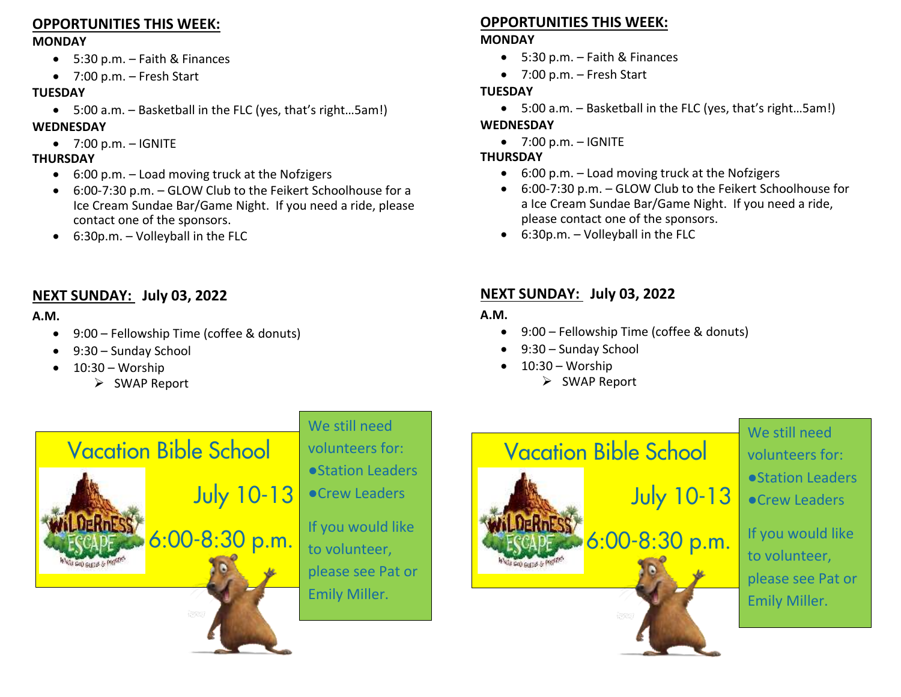## OPPORTUNITIES THIS WEEK:

**MONDAY**

- 5:30 p.m. – Faith & Finances
- 7:00 p.m. – Fresh Start

**TUESDAY**

- 5:00 a.m. – Basketball in the FLC (yes, that's right…5am!)

**WEDNESDAY**

- 7:00 p.m. – IGNITE

**THURSDAY**

- 6:00 p.m. – Load moving truck at the Nofzigers
- 6:00-7:30 p.m. – GLOW Club to the Feikert Schoolhouse for a Ice Cream Sundae Bar/Game Night. If you need a ride, please contact one of the sponsors.
- 6:30p.m. – Volleyball in the FLC

## NEXT SUNDAY: July 03, 2022

**A.M.**

- 9:00 – Fellowship Time (coffee & donuts)
- 9:30 – Sunday School
- 10:30 – Worship
  - SWAP Report

Vacation Bible School

July 10-13

6:00-8:30 p.m.

We still need volunteers for:

- Station Leaders
- Crew Leaders

If you would like to volunteer, please see Pat or Emily Miller.

## OPPORTUNITIES THIS WEEK:

**MONDAY**

- 5:30 p.m. – Faith & Finances
- 7:00 p.m. – Fresh Start

**TUESDAY**

- 5:00 a.m. – Basketball in the FLC (yes, that's right…5am!)

**WEDNESDAY**

- 7:00 p.m. – IGNITE

**THURSDAY**

- 6:00 p.m. – Load moving truck at the Nofzigers
- 6:00-7:30 p.m. – GLOW Club to the Feikert Schoolhouse for a Ice Cream Sundae Bar/Game Night. If you need a ride, please contact one of the sponsors.
- 6:30p.m. – Volleyball in the FLC

## NEXT SUNDAY: July 03, 2022

**A.M.**

- 9:00 – Fellowship Time (coffee & donuts)
- 9:30 – Sunday School
- 10:30 – Worship
  - SWAP Report

Vacation Bible School

July 10-13

6:00-8:30 p.m.

We still need volunteers for:

- Station Leaders
- Crew Leaders

If you would like to volunteer, please see Pat or Emily Miller.